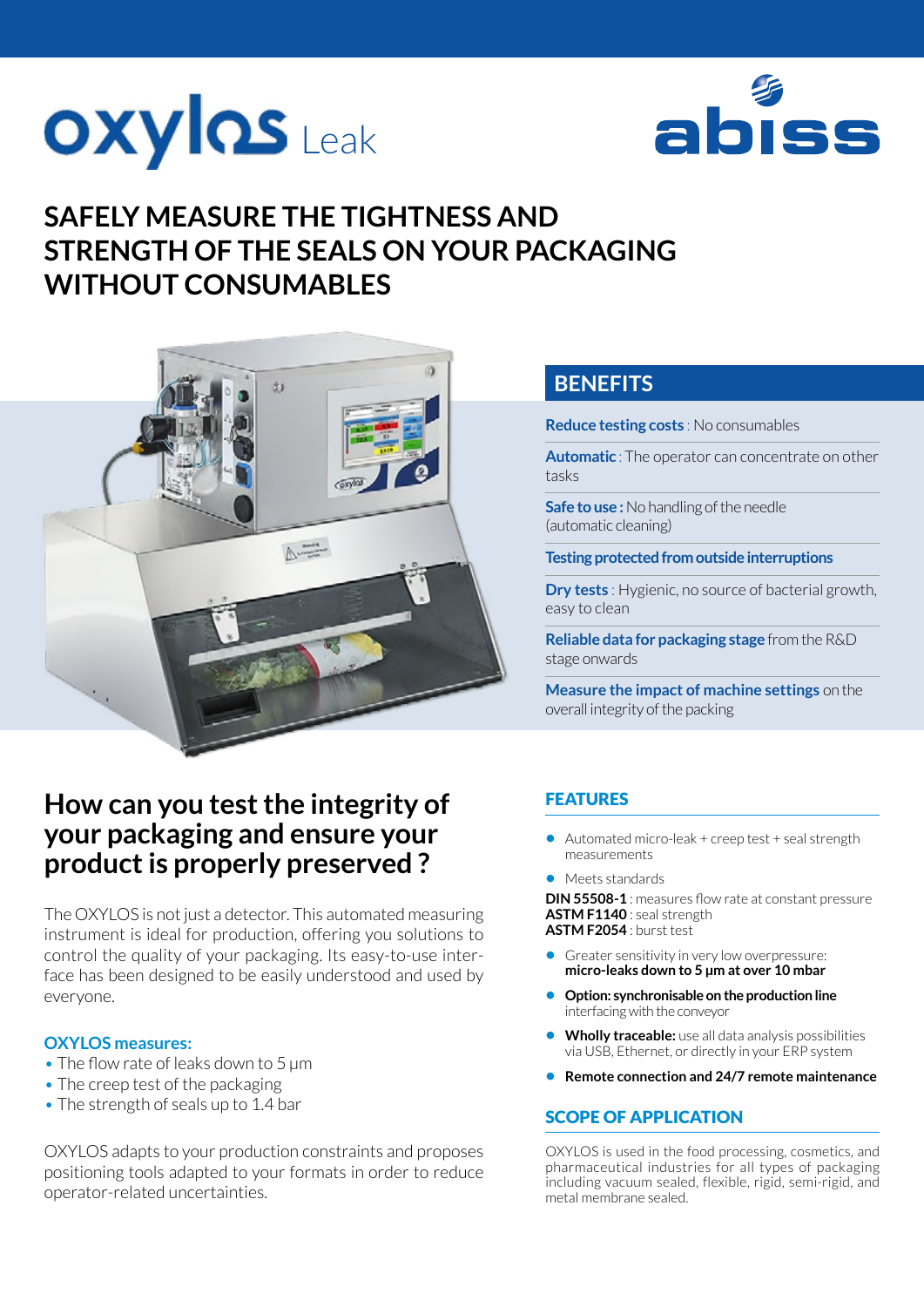# oxylos Leak

abiss

## SAFELY MEASURE THE TIGHTNESS AND STRENGTH OF THE SEALS ON YOUR PACKAGING WITHOUT CONSUMABLES

## BENEFITS

**Reduce testing costs** : No consumables

**Automatic** : The operator can concentrate on other tasks

**Safe to use :** No handling of the needle (automatic cleaning)

**Testing protected from outside interruptions**

**Dry tests** : Hygienic, no source of bacterial growth, easy to clean

**Reliable data for packaging stage** from the R&D stage onwards

**Measure the impact of machine settings** on the overall integrity of the packing

## How can you test the integrity of your packaging and ensure your product is properly preserved ?

The OXYLOS is not just a detector. This automated measuring instrument is ideal for production, offering you solutions to control the quality of your packaging. Its easy-to-use interface has been designed to be easily understood and used by everyone.

### OXYLOS measures:

- The flow rate of leaks down to 5 µm
- The creep test of the packaging
- The strength of seals up to 1.4 bar

OXYLOS adapts to your production constraints and proposes positioning tools adapted to your formats in order to reduce operator-related uncertainties.

## FEATURES

- Automated micro-leak + creep test + seal strength measurements
- Meets standards

**DIN 55508-1** : measures flow rate at constant pressure
**ASTM F1140** : seal strength
**ASTM F2054** : burst test

- Greater sensitivity in very low overpressure: **micro-leaks down to 5 µm at over 10 mbar**
- **Option: synchronisable on the production line** interfacing with the conveyor
- **Wholly traceable:** use all data analysis possibilities via USB, Ethernet, or directly in your ERP system
- **Remote connection and 24/7 remote maintenance**

## SCOPE OF APPLICATION

OXYLOS is used in the food processing, cosmetics, and pharmaceutical industries for all types of packaging including vacuum sealed, flexible, rigid, semi-rigid, and metal membrane sealed.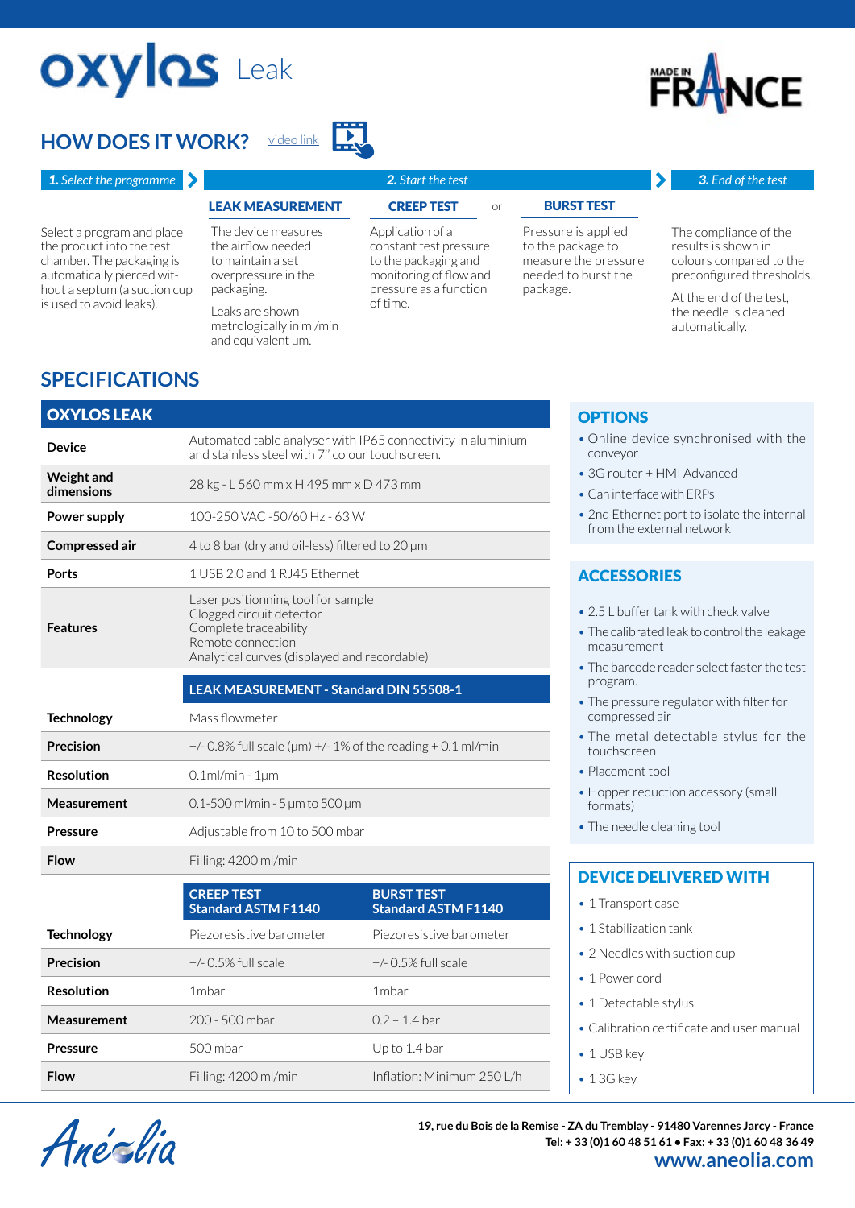# oxylos Leak

MADE IN FRANCE

## HOW DOES IT WORK?

video link

**1.** *Select the programme*

Select a program and place the product into the test chamber. The packaging is automatically pierced without a septum (a suction cup is used to avoid leaks).

**2.** *Start the test*

**LEAK MEASUREMENT**

The device measures the airflow needed to maintain a set overpressure in the packaging.

Leaks are shown metrologically in ml/min and equivalent µm.

**CREEP TEST** or

Application of a constant test pressure to the packaging and monitoring of flow and pressure as a function of time.

**BURST TEST**

Pressure is applied to the package to measure the pressure needed to burst the package.

**3.** *End of the test*

The compliance of the results is shown in colours compared to the preconfigured thresholds.

At the end of the test, the needle is cleaned automatically.

## SPECIFICATIONS

| OXYLOS LEAK | | |
|---|---|---|
| **Device** | Automated table analyser with IP65 connectivity in aluminium and stainless steel with 7" colour touchscreen. | |
| **Weight and dimensions** | 28 kg - L 560 mm x H 495 mm x D 473 mm | |
| **Power supply** | 100-250 VAC -50/60 Hz - 63 W | |
| **Compressed air** | 4 to 8 bar (dry and oil-less) filtered to 20 µm | |
| **Ports** | 1 USB 2.0 and 1 RJ45 Ethernet | |
| **Features** | Laser positionning tool for sample<br>Clogged circuit detector<br>Complete traceability<br>Remote connection<br>Analytical curves (displayed and recordable) | |
| | **LEAK MEASUREMENT - Standard DIN 55508-1** | |
| **Technology** | Mass flowmeter | |
| **Precision** | +/- 0.8% full scale (µm) +/- 1% of the reading + 0.1 ml/min | |
| **Resolution** | 0.1ml/min - 1µm | |
| **Measurement** | 0.1-500 ml/min - 5 µm to 500 µm | |
| **Pressure** | Adjustable from 10 to 500 mbar | |
| **Flow** | Filling: 4200 ml/min | |
| | **CREEP TEST Standard ASTM F1140** | **BURST TEST Standard ASTM F1140** |
| **Technology** | Piezoresistive barometer | Piezoresistive barometer |
| **Precision** | +/- 0.5% full scale | +/- 0.5% full scale |
| **Resolution** | 1mbar | 1mbar |
| **Measurement** | 200 - 500 mbar | 0.2 – 1.4 bar |
| **Pressure** | 500 mbar | Up to 1.4 bar |
| **Flow** | Filling: 4200 ml/min | Inflation: Minimum 250 L/h |

### OPTIONS

- Online device synchronised with the conveyor
- 3G router + HMI Advanced
- Can interface with ERPs
- 2nd Ethernet port to isolate the internal from the external network

### ACCESSORIES

- 2.5 L buffer tank with check valve
- The calibrated leak to control the leakage measurement
- The barcode reader select faster the test program.
- The pressure regulator with filter for compressed air
- The metal detectable stylus for the touchscreen
- Placement tool
- Hopper reduction accessory (small formats)
- The needle cleaning tool

### DEVICE DELIVERED WITH

- 1 Transport case
- 1 Stabilization tank
- 2 Needles with suction cup
- 1 Power cord
- 1 Detectable stylus
- Calibration certificate and user manual
- 1 USB key
- 1 3G key

Anéolia

**19, rue du Bois de la Remise - ZA du Tremblay - 91480 Varennes Jarcy - France**
**Tel: + 33 (0)1 60 48 51 61 • Fax: + 33 (0)1 60 48 36 49**
**www.aneolia.com**